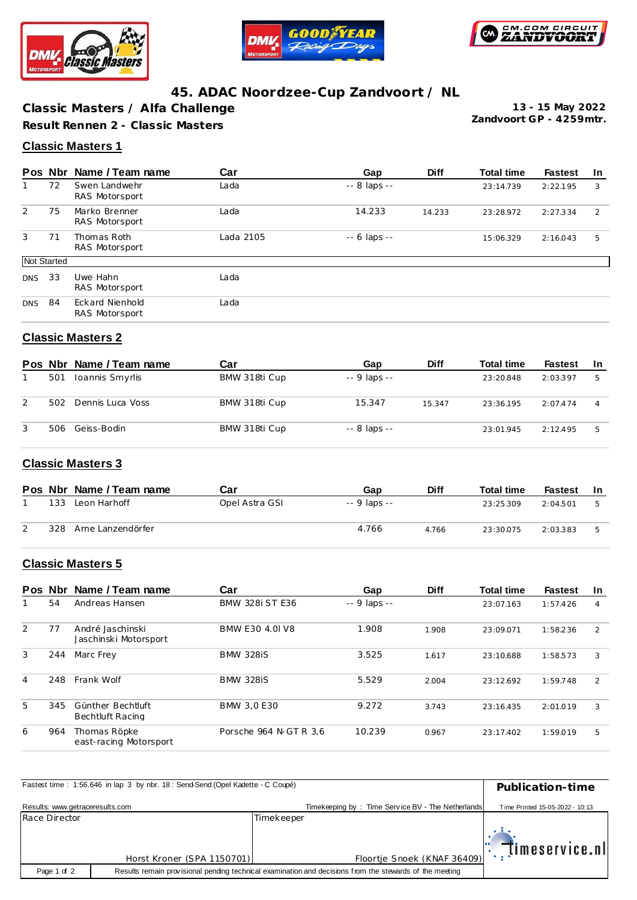# 45. ADAC Noordzee-Cup Zandvoort / NL

**Classic Masters / Alfa Challenge**

**13 - 15 May 2022**

**Result Rennen 2 - Classic Masters**

**Zandvoort GP - 4259mtr.**

## Classic Masters 1

| Pos | Nbr | Name / Team name | Car | Gap | Diff | Total time | Fastest | In |
|---|---|---|---|---|---|---|---|---|
| 1 | 72 | Swen Landwehr<br>RAS Motorsport | Lada | -- 8 laps -- | | 23:14.739 | 2:22.195 | 3 |
| 2 | 75 | Marko Brenner<br>RAS Motorsport | Lada | 14.233 | 14.233 | 23:28.972 | 2:27.334 | 2 |
| 3 | 71 | Thomas Roth<br>RAS Motorsport | Lada 2105 | -- 6 laps -- | | 15:06.329 | 2:16.043 | 5 |
| Not Started | | | | | | | | |
| DNS | 33 | Uwe Hahn<br>RAS Motorsport | Lada | | | | | |
| DNS | 84 | Eckard Nienhold<br>RAS Motorsport | Lada | | | | | |

## Classic Masters 2

| Pos | Nbr | Name / Team name | Car | Gap | Diff | Total time | Fastest | In |
|---|---|---|---|---|---|---|---|---|
| 1 | 501 | Ioannis Smyrlis | BMW 318ti Cup | -- 9 laps -- | | 23:20.848 | 2:03.397 | 5 |
| 2 | 502 | Dennis Luca Voss | BMW 318ti Cup | 15.347 | 15.347 | 23:36.195 | 2:07.474 | 4 |
| 3 | 506 | Geiss-Bodin | BMW 318ti Cup | -- 8 laps -- | | 23:01.945 | 2:12.495 | 5 |

## Classic Masters 3

| Pos | Nbr | Name / Team name | Car | Gap | Diff | Total time | Fastest | In |
|---|---|---|---|---|---|---|---|---|
| 1 | 133 | Leon Harhoff | Opel Astra GSI | -- 9 laps -- | | 23:25.309 | 2:04.501 | 5 |
| 2 | 328 | Arne Lanzendörfer | | 4.766 | 4.766 | 23:30.075 | 2:03.383 | 5 |

## Classic Masters 5

| Pos | Nbr | Name / Team name | Car | Gap | Diff | Total time | Fastest | In |
|---|---|---|---|---|---|---|---|---|
| 1 | 54 | Andreas Hansen | BMW 328i ST E36 | -- 9 laps -- | | 23:07.163 | 1:57.426 | 4 |
| 2 | 77 | André Jaschinski<br>Jaschinski Motorsport | BMW E30 4.0l V8 | 1.908 | 1.908 | 23:09.071 | 1:58.236 | 2 |
| 3 | 244 | Marc Frey | BMW 328iS | 3.525 | 1.617 | 23:10.688 | 1:58.573 | 3 |
| 4 | 248 | Frank Wolf | BMW 328iS | 5.529 | 2.004 | 23:12.692 | 1:59.748 | 2 |
| 5 | 345 | Günther Bechtluft<br>Bechtluft Racing | BMW 3,0 E30 | 9.272 | 3.743 | 23:16.435 | 2:01.019 | 3 |
| 6 | 964 | Thomas Röpke<br>east-racing Motorsport | Porsche 964 N-GT R 3,6 | 10.239 | 0.967 | 23:17.402 | 1:59.019 | 5 |

Fastest time : 1:56.646 in lap 3 by nbr. 18 : Send-Send (Opel Kadette - C Coupé)

**Publication-time**

Results: www.getraceresults.com

Timekeeping by : Time Service BV - The Netherlands

Time Printed 15-05-2022 - 10:13

| Race Director | Timekeeper |
|---|---|
| Horst Kroner (SPA 1150701) | Floortje Snoek (KNAF 36409) |

Results remain provisional pending technical examination and decisions from the stewards of the meeting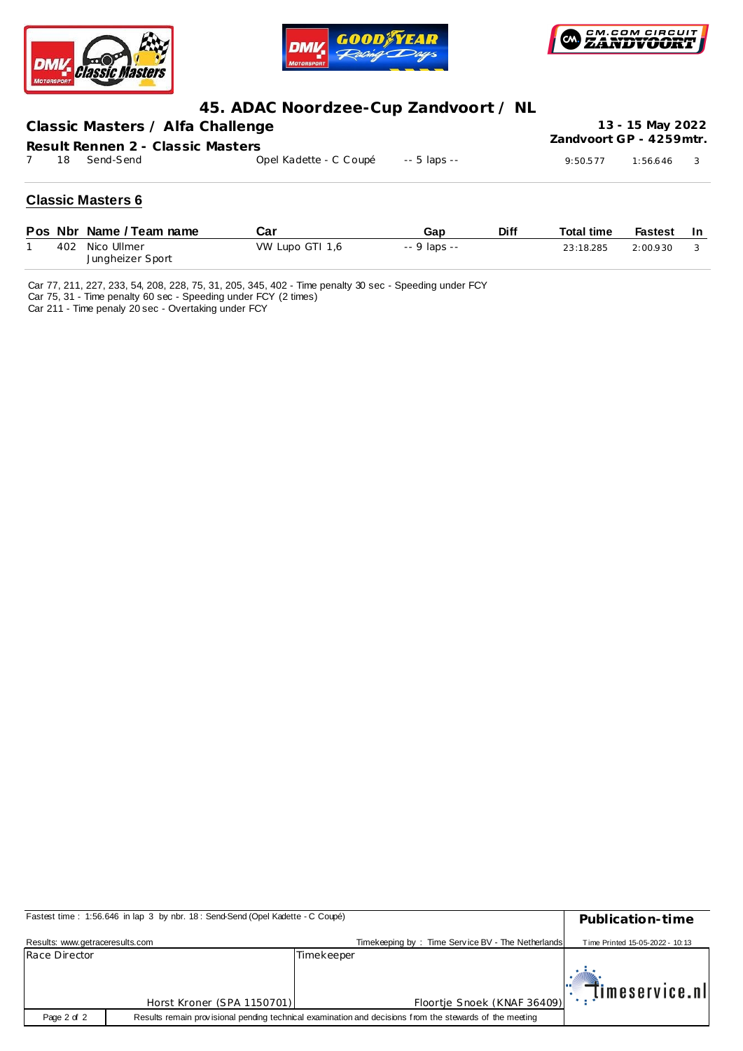# 45. ADAC Noordzee-Cup Zandvoort / NL

## Classic Masters / Alfa Challenge

**13 - 15 May 2022**
**Zandvoort GP - 4259mtr.**

### Result Rennen 2 - Classic Masters

| Pos | Nbr | Name / Team name | Car | Gap | Diff | Total time | Fastest | In |
|---|---|---|---|---|---|---|---|---|
| 7 | 18 | Send-Send | Opel Kadette - C Coupé | -- 5 laps -- | | 9:50.577 | 1:56.646 | 3 |

### Classic Masters 6

| Pos | Nbr | Name / Team name | Car | Gap | Diff | Total time | Fastest | In |
|---|---|---|---|---|---|---|---|---|
| 1 | 402 | Nico Ullmer<br>Jungheizer Sport | VW Lupo GTI 1,6 | -- 9 laps -- | | 23:18.285 | 2:00.930 | 3 |

Car 77, 211, 227, 233, 54, 208, 228, 75, 31, 205, 345, 402 - Time penalty 30 sec - Speeding under FCY
Car 75, 31 - Time penalty 60 sec - Speeding under FCY (2 times)
Car 211 - Time penaly 20 sec - Overtaking under FCY

Fastest time : 1:56.646 in lap 3 by nbr. 18 : Send-Send (Opel Kadette - C Coupé)

**Publication-time**

Results: www.getraceresults.com

Timekeeping by : Time Service BV - The Netherlands

Time Printed 15-05-2022 - 10:13

| Race Director | Timekeeper |
|---|---|
| Horst Kroner (SPA 1150701) | Floortje Snoek (KNAF 36409) |

Results remain provisional pending technical examination and decisions from the stewards of the meeting